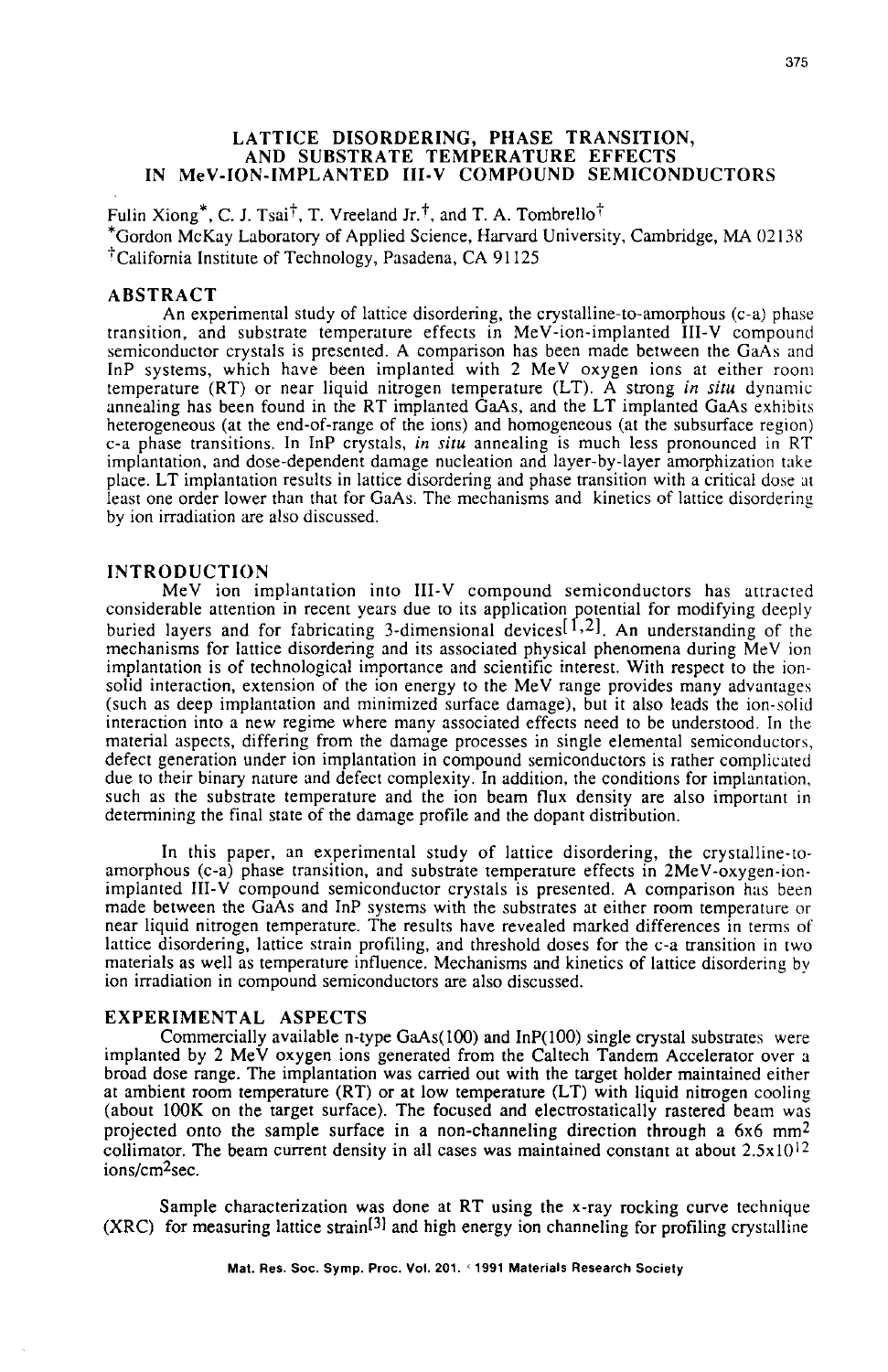# LATTICE DISORDERING, PHASE TRANSITION, AND SUBSTRATE TEMPERATURE EFFECTS IN MeV-ION-IMPLANTED III-V COMPOUND SEMICONDUCTORS

Fulin Xiong[*], C. J. Tsai[†], T. Vreeland Jr.[†], and T. A. Tombrello[†]

[*]Gordon McKay Laboratory of Applied Science, Harvard University, Cambridge, MA 02138

[†]California Institute of Technology, Pasadena, CA 91125

## ABSTRACT

An experimental study of lattice disordering, the crystalline-to-amorphous (c-a) phase transition, and substrate temperature effects in MeV-ion-implanted III-V compound semiconductor crystals is presented. A comparison has been made between the GaAs and InP systems, which have been implanted with 2 MeV oxygen ions at either room temperature (RT) or near liquid nitrogen temperature (LT). A strong *in situ* dynamic annealing has been found in the RT implanted GaAs, and the LT implanted GaAs exhibits heterogeneous (at the end-of-range of the ions) and homogeneous (at the subsurface region) c-a phase transitions. In InP crystals, *in situ* annealing is much less pronounced in RT implantation, and dose-dependent damage nucleation and layer-by-layer amorphization take place. LT implantation results in lattice disordering and phase transition with a critical dose at least one order lower than that for GaAs. The mechanisms and kinetics of lattice disordering by ion irradiation are also discussed.

## INTRODUCTION

MeV ion implantation into III-V compound semiconductors has attracted considerable attention in recent years due to its application potential for modifying deeply buried layers and for fabricating 3-dimensional devices[1,2]. An understanding of the mechanisms for lattice disordering and its associated physical phenomena during MeV ion implantation is of technological importance and scientific interest. With respect to the ion-solid interaction, extension of the ion energy to the MeV range provides many advantages (such as deep implantation and minimized surface damage), but it also leads the ion-solid interaction into a new regime where many associated effects need to be understood. In the material aspects, differing from the damage processes in single elemental semiconductors, defect generation under ion implantation in compound semiconductors is rather complicated due to their binary nature and defect complexity. In addition, the conditions for implantation, such as the substrate temperature and the ion beam flux density are also important in determining the final state of the damage profile and the dopant distribution.

In this paper, an experimental study of lattice disordering, the crystalline-to-amorphous (c-a) phase transition, and substrate temperature effects in 2MeV-oxygen-ion-implanted III-V compound semiconductor crystals is presented. A comparison has been made between the GaAs and InP systems with the substrates at either room temperature or near liquid nitrogen temperature. The results have revealed marked differences in terms of lattice disordering, lattice strain profiling, and threshold doses for the c-a transition in two materials as well as temperature influence. Mechanisms and kinetics of lattice disordering by ion irradiation in compound semiconductors are also discussed.

## EXPERIMENTAL ASPECTS

Commercially available n-type GaAs(100) and InP(100) single crystal substrates were implanted by 2 MeV oxygen ions generated from the Caltech Tandem Accelerator over a broad dose range. The implantation was carried out with the target holder maintained either at ambient room temperature (RT) or at low temperature (LT) with liquid nitrogen cooling (about 100K on the target surface). The focused and electrostatically rastered beam was projected onto the sample surface in a non-channeling direction through a 6x6 $mm^2$ collimator. The beam current density in all cases was maintained constant at about $2.5 \times 10^{12}$ ions/$cm^2$sec.

Sample characterization was done at RT using the x-ray rocking curve technique (XRC) for measuring lattice strain[3] and high energy ion channeling for profiling crystalline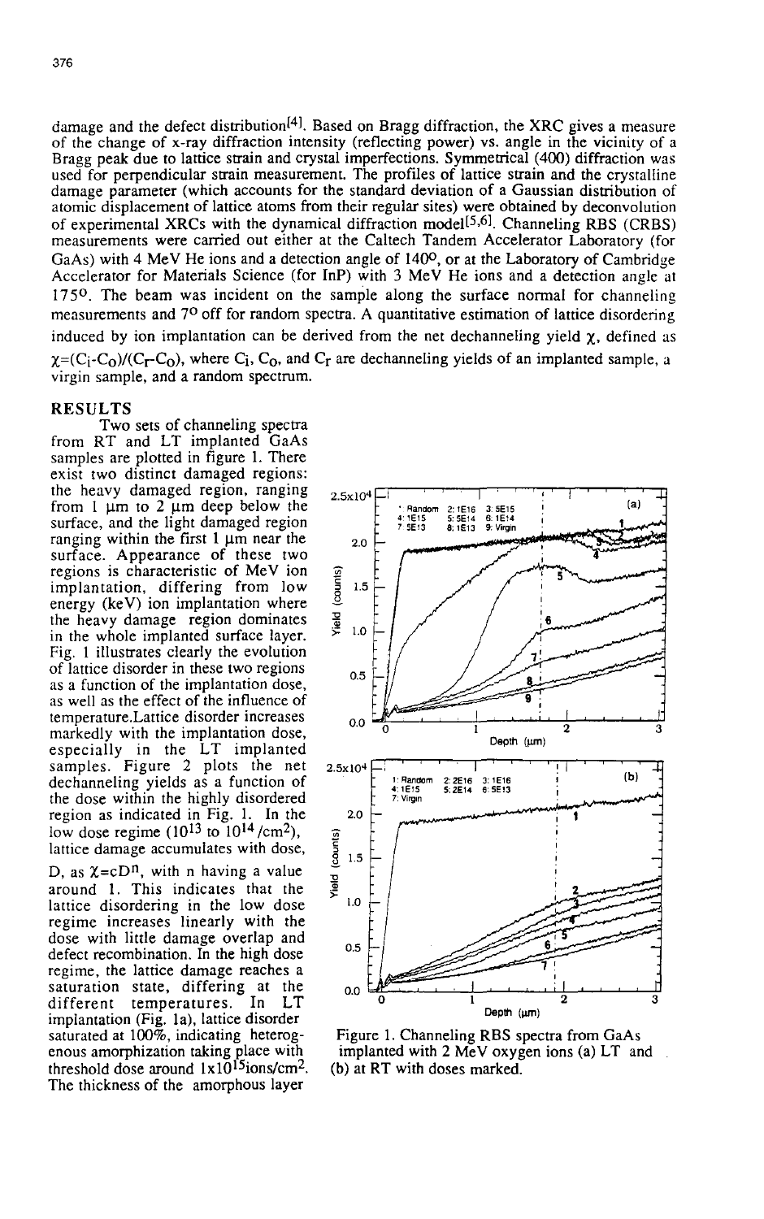damage and the defect distribution[4]. Based on Bragg diffraction, the XRC gives a measure of the change of x-ray diffraction intensity (reflecting power) vs. angle in the vicinity of a Bragg peak due to lattice strain and crystal imperfections. Symmetrical (400) diffraction was used for perpendicular strain measurement. The profiles of lattice strain and the crystalline damage parameter (which accounts for the standard deviation of a Gaussian distribution of atomic displacement of lattice atoms from their regular sites) were obtained by deconvolution of experimental XRCs with the dynamical diffraction model[5,6]. Channeling RBS (CRBS) measurements were carried out either at the Caltech Tandem Accelerator Laboratory (for GaAs) with 4 MeV He ions and a detection angle of 140°, or at the Laboratory of Cambridge Accelerator for Materials Science (for InP) with 3 MeV He ions and a detection angle at 175°. The beam was incident on the sample along the surface normal for channeling measurements and 7° off for random spectra. A quantitative estimation of lattice disordering induced by ion implantation can be derived from the net dechanneling yield $\chi$, defined as $\chi=(C_i-C_o)/(C_r-C_o)$, where $C_i$, $C_o$, and $C_r$ are dechanneling yields of an implanted sample, a virgin sample, and a random spectrum.

## RESULTS

Two sets of channeling spectra from RT and LT implanted GaAs samples are plotted in figure 1. There exist two distinct damaged regions: the heavy damaged region, ranging from 1 μm to 2 μm deep below the surface, and the light damaged region ranging within the first 1 μm near the surface. Appearance of these two regions is characteristic of MeV ion implantation, differing from low energy (keV) ion implantation where the heavy damage region dominates in the whole implanted surface layer. Fig. 1 illustrates clearly the evolution of lattice disorder in these two regions as a function of the implantation dose, as well as the effect of the influence of temperature.Lattice disorder increases markedly with the implantation dose, especially in the LT implanted samples. Figure 2 plots the net dechanneling yields as a function of the dose within the highly disordered region as indicated in Fig. 1. In the low dose regime ($10^{13}$ to $10^{14}$ /cm$^2$), lattice damage accumulates with dose, D, as $\chi=cD^n$, with n having a value around 1. This indicates that the lattice disordering in the low dose regime increases linearly with the dose with little damage overlap and defect recombination. In the high dose regime, the lattice damage reaches a saturation state, differing at the different temperatures. In LT implantation (Fig. 1a), lattice disorder saturated at 100%, indicating heterogenous amorphization taking place with threshold dose around $1\times10^{15}$ions/cm$^2$. The thickness of the amorphous layer

Figure 1. Channeling RBS spectra from GaAs implanted with 2 MeV oxygen ions (a) LT and (b) at RT with doses marked.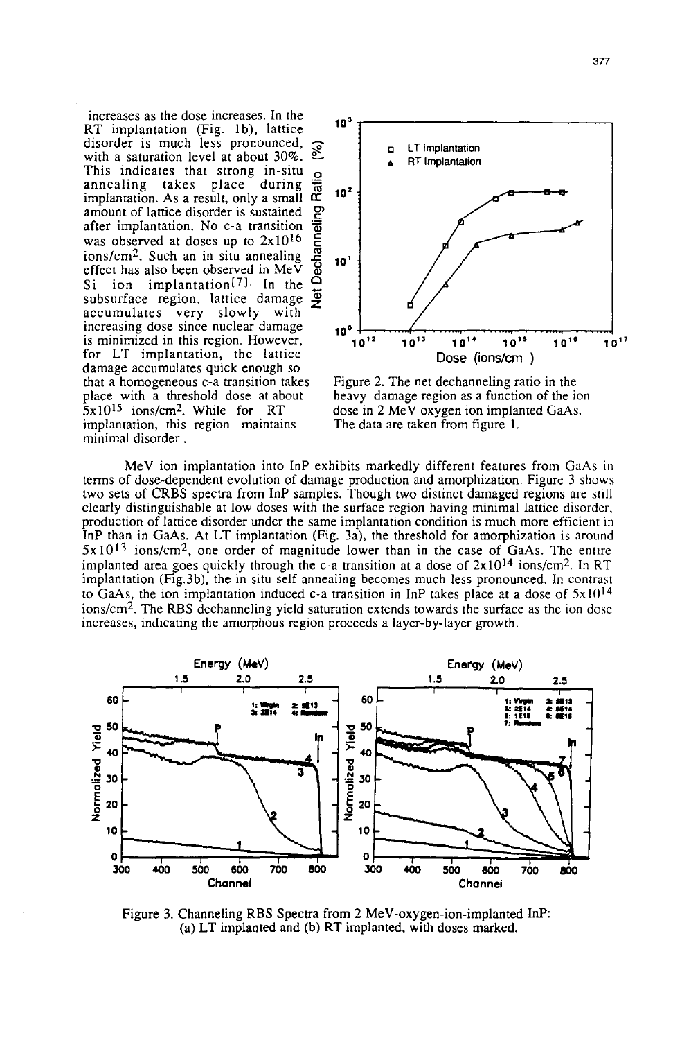increases as the dose increases. In the RT implantation (Fig. 1b), lattice disorder is much less pronounced, with a saturation level at about 30%. This indicates that strong in-situ annealing takes place during implantation. As a result, only a small amount of lattice disorder is sustained after implantation. No c-a transition was observed at doses up to $2 \times 10^{16}$ ions/cm$^2$. Such an in situ annealing effect has also been observed in MeV Si ion implantation[7]. In the subsurface region, lattice damage accumulates very slowly with increasing dose since nuclear damage is minimized in this region. However, for LT implantation, the lattice damage accumulates quick enough so that a homogeneous c-a transition takes place with a threshold dose at about $5 \times 10^{15}$ ions/cm$^2$. While for RT implantation, this region maintains minimal disorder.

Figure 2. The net dechanneling ratio in the heavy damage region as a function of the ion dose in 2 MeV oxygen ion implanted GaAs. The data are taken from figure 1.

MeV ion implantation into InP exhibits markedly different features from GaAs in terms of dose-dependent evolution of damage production and amorphization. Figure 3 shows two sets of CRBS spectra from InP samples. Though two distinct damaged regions are still clearly distinguishable at low doses with the surface region having minimal lattice disorder, production of lattice disorder under the same implantation condition is much more efficient in InP than in GaAs. At LT implantation (Fig. 3a), the threshold for amorphization is around $5 \times 10^{13}$ ions/cm$^2$, one order of magnitude lower than in the case of GaAs. The entire implanted area goes quickly through the c-a transition at a dose of $2 \times 10^{14}$ ions/cm$^2$. In RT implantation (Fig.3b), the in situ self-annealing becomes much less pronounced. In contrast to GaAs, the ion implantation induced c-a transition in InP takes place at a dose of $5 \times 10^{14}$ ions/cm$^2$. The RBS dechanneling yield saturation extends towards the surface as the ion dose increases, indicating the amorphous region proceeds a layer-by-layer growth.

Figure 3. Channeling RBS Spectra from 2 MeV-oxygen-ion-implanted InP: (a) LT implanted and (b) RT implanted, with doses marked.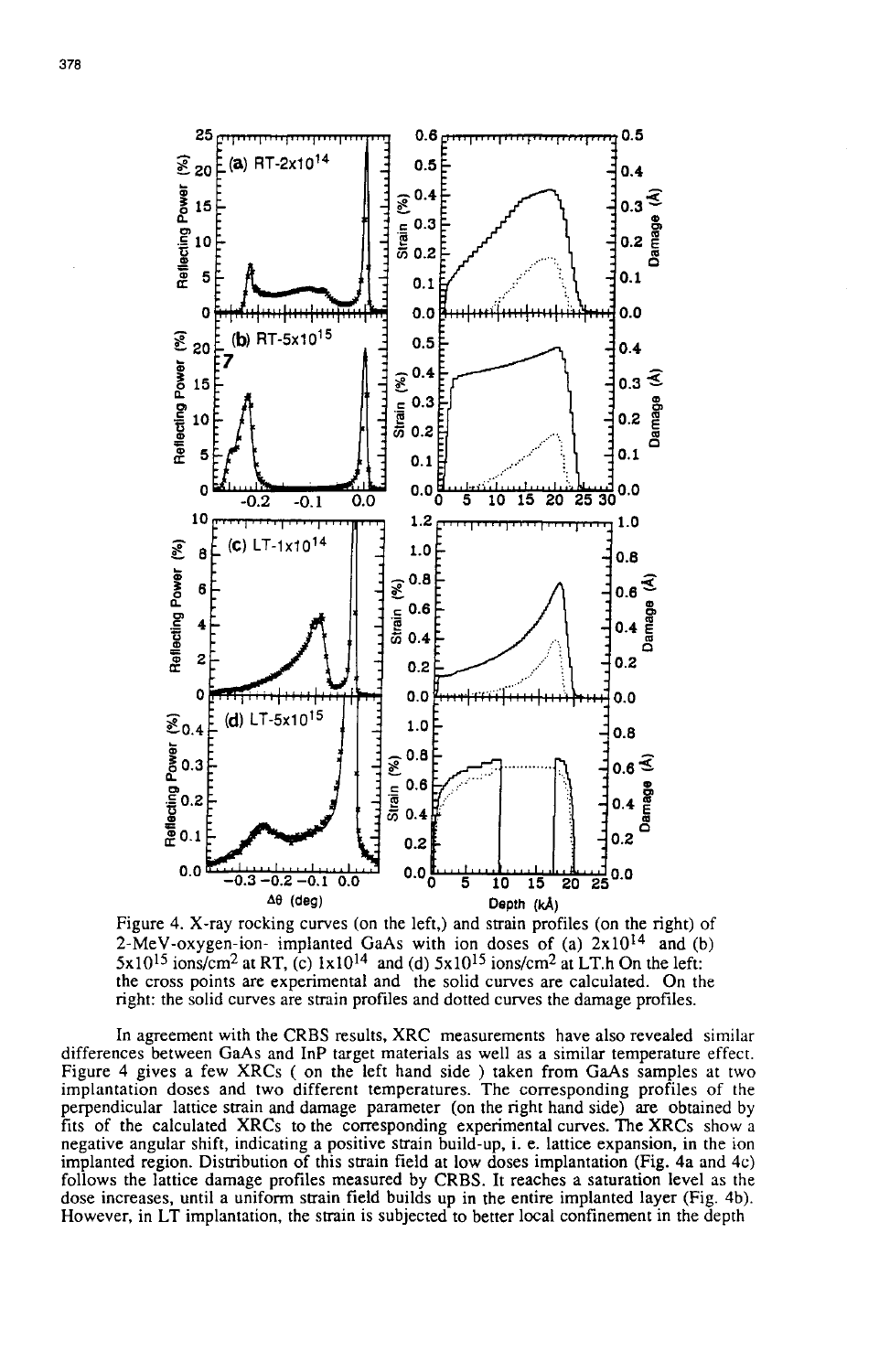Figure 4. X-ray rocking curves (on the left,) and strain profiles (on the right) of 2-MeV-oxygen-ion- implanted GaAs with ion doses of (a) $2\times10^{14}$ and (b) $5\times10^{15}$ ions/cm$^2$ at RT, (c) $1\times10^{14}$ and (d) $5\times10^{15}$ ions/cm$^2$ at LT.h On the left: the cross points are experimental and the solid curves are calculated. On the right: the solid curves are strain profiles and dotted curves the damage profiles.

In agreement with the CRBS results, XRC measurements have also revealed similar differences between GaAs and InP target materials as well as a similar temperature effect. Figure 4 gives a few XRCs ( on the left hand side ) taken from GaAs samples at two implantation doses and two different temperatures. The corresponding profiles of the perpendicular lattice strain and damage parameter (on the right hand side) are obtained by fits of the calculated XRCs to the corresponding experimental curves. The XRCs show a negative angular shift, indicating a positive strain build-up, i. e. lattice expansion, in the ion implanted region. Distribution of this strain field at low doses implantation (Fig. 4a and 4c) follows the lattice damage profiles measured by CRBS. It reaches a saturation level as the dose increases, until a uniform strain field builds up in the entire implanted layer (Fig. 4b). However, in LT implantation, the strain is subjected to better local confinement in the depth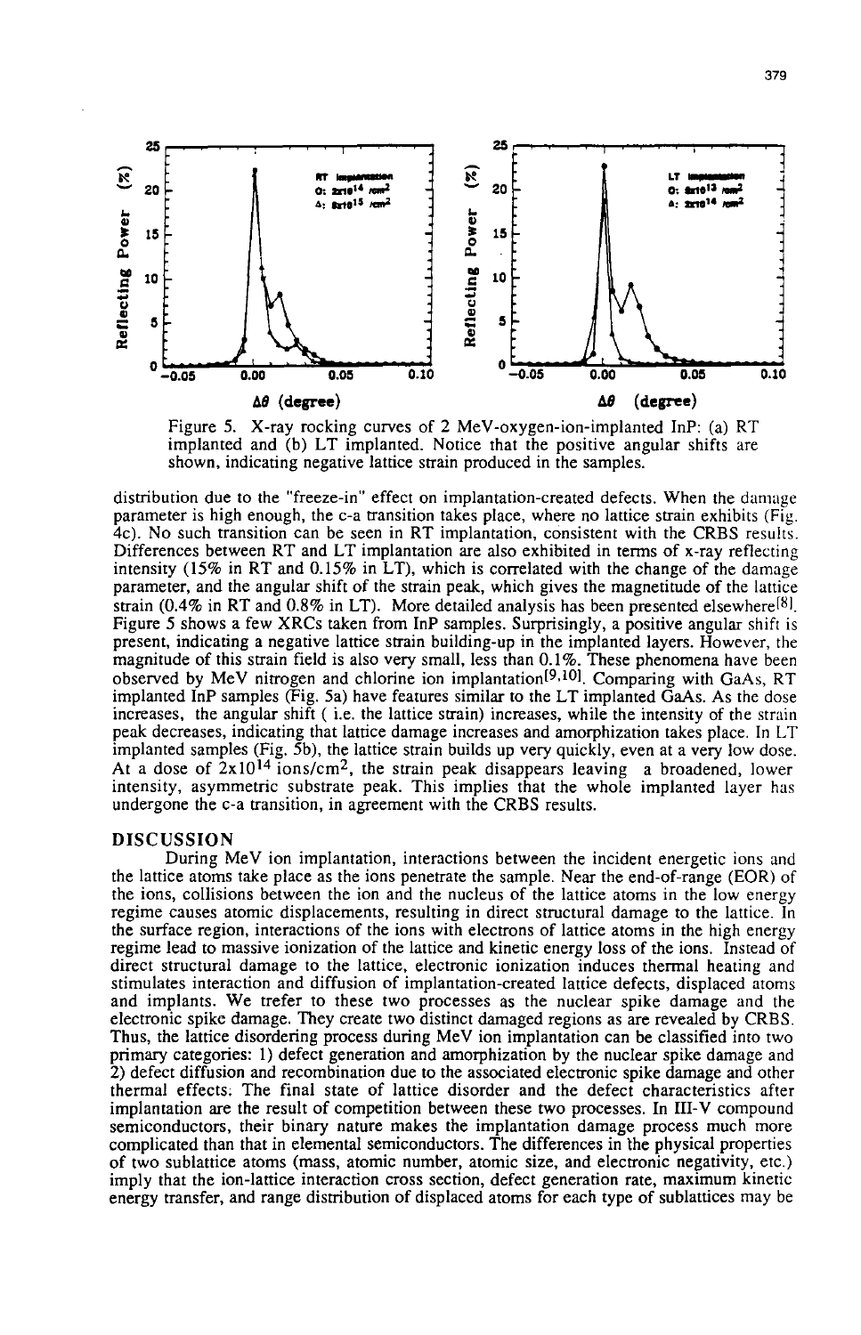Reflecting Power (%)

25
20
15
10
5
0

-0.05 0.00 0.05 0.10

Δθ (degree)

RT implantation
O: 2x10$^{14}$ /cm$^2$
Δ: 8x10$^{15}$ /cm$^2$

Reflecting Power (%)

25
20
15
10
5
0

-0.05 0.00 0.05 0.10

Δθ (degree)

LT implantation
O: 8x10$^{13}$ /cm$^2$
Δ: 2x10$^{14}$ /cm$^2$

Figure 5. X-ray rocking curves of 2 MeV-oxygen-ion-implanted InP: (a) RT implanted and (b) LT implanted. Notice that the positive angular shifts are shown, indicating negative lattice strain produced in the samples.

distribution due to the "freeze-in" effect on implantation-created defects. When the damage parameter is high enough, the c-a transition takes place, where no lattice strain exhibits (Fig. 4c). No such transition can be seen in RT implantation, consistent with the CRBS results. Differences between RT and LT implantation are also exhibited in terms of x-ray reflecting intensity (15% in RT and 0.15% in LT), which is correlated with the change of the damage parameter, and the angular shift of the strain peak, which gives the magnetitude of the lattice strain (0.4% in RT and 0.8% in LT). More detailed analysis has been presented elsewhere[8]. Figure 5 shows a few XRCs taken from InP samples. Surprisingly, a positive angular shift is present, indicating a negative lattice strain building-up in the implanted layers. However, the magnitude of this strain field is also very small, less than 0.1%. These phenomena have been observed by MeV nitrogen and chlorine ion implantation[9,10]. Comparing with GaAs, RT implanted InP samples (Fig. 5a) have features similar to the LT implanted GaAs. As the dose increases, the angular shift ( i.e. the lattice strain) increases, while the intensity of the strain peak decreases, indicating that lattice damage increases and amorphization takes place. In LT implanted samples (Fig. 5b), the lattice strain builds up very quickly, even at a very low dose. At a dose of $2\times10^{14}$ ions/cm$^2$, the strain peak disappears leaving a broadened, lower intensity, asymmetric substrate peak. This implies that the whole implanted layer has undergone the c-a transition, in agreement with the CRBS results.

## DISCUSSION

During MeV ion implantation, interactions between the incident energetic ions and the lattice atoms take place as the ions penetrate the sample. Near the end-of-range (EOR) of the ions, collisions between the ion and the nucleus of the lattice atoms in the low energy regime causes atomic displacements, resulting in direct structural damage to the lattice. In the surface region, interactions of the ions with electrons of lattice atoms in the high energy regime lead to massive ionization of the lattice and kinetic energy loss of the ions. Instead of direct structural damage to the lattice, electronic ionization induces thermal heating and stimulates interaction and diffusion of implantation-created lattice defects, displaced atoms and implants. We trefer to these two processes as the nuclear spike damage and the electronic spike damage. They create two distinct damaged regions as are revealed by CRBS. Thus, the lattice disordering process during MeV ion implantation can be classified into two primary categories: 1) defect generation and amorphization by the nuclear spike damage and 2) defect diffusion and recombination due to the associated electronic spike damage and other thermal effects. The final state of lattice disorder and the defect characteristics after implantation are the result of competition between these two processes. In III-V compound semiconductors, their binary nature makes the implantation damage process much more complicated than that in elemental semiconductors. The differences in the physical properties of two sublattice atoms (mass, atomic number, atomic size, and electronic negativity, etc.) imply that the ion-lattice interaction cross section, defect generation rate, maximum kinetic energy transfer, and range distribution of displaced atoms for each type of sublattices may be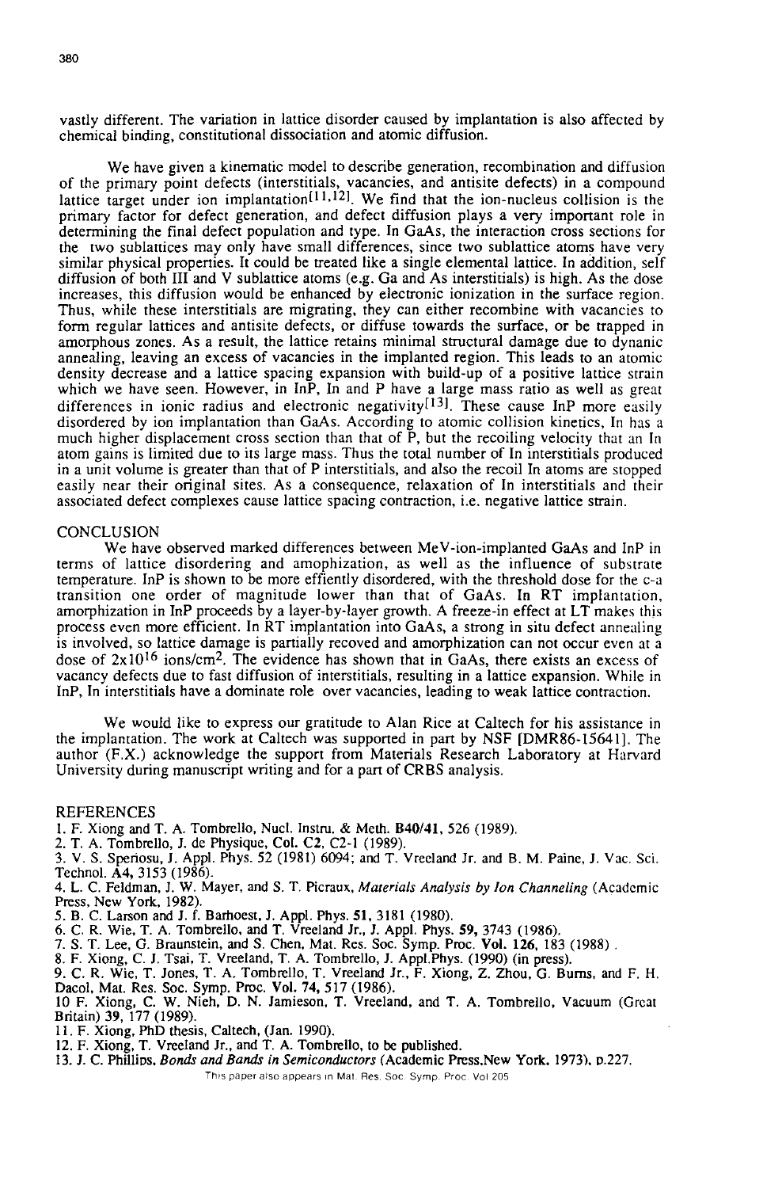vastly different. The variation in lattice disorder caused by implantation is also affected by chemical binding, constitutional dissociation and atomic diffusion.

We have given a kinematic model to describe generation, recombination and diffusion of the primary point defects (interstitials, vacancies, and antisite defects) in a compound lattice target under ion implantation[11,12]. We find that the ion-nucleus collision is the primary factor for defect generation, and defect diffusion plays a very important role in determining the final defect population and type. In GaAs, the interaction cross sections for the two sublattices may only have small differences, since two sublattice atoms have very similar physical properties. It could be treated like a single elemental lattice. In addition, self diffusion of both III and V sublattice atoms (e.g. Ga and As interstitials) is high. As the dose increases, this diffusion would be enhanced by electronic ionization in the surface region. Thus, while these interstitials are migrating, they can either recombine with vacancies to form regular lattices and antisite defects, or diffuse towards the surface, or be trapped in amorphous zones. As a result, the lattice retains minimal structural damage due to dynanic annealing, leaving an excess of vacancies in the implanted region. This leads to an atomic density decrease and a lattice spacing expansion with build-up of a positive lattice strain which we have seen. However, in InP, In and P have a large mass ratio as well as great differences in ionic radius and electronic negativity[13]. These cause InP more easily disordered by ion implantation than GaAs. According to atomic collision kinetics, In has a much higher displacement cross section than that of P, but the recoiling velocity that an In atom gains is limited due to its large mass. Thus the total number of In interstitials produced in a unit volume is greater than that of P interstitials, and also the recoil In atoms are stopped easily near their original sites. As a consequence, relaxation of In interstitials and their associated defect complexes cause lattice spacing contraction, i.e. negative lattice strain.

## CONCLUSION

We have observed marked differences between MeV-ion-implanted GaAs and InP in terms of lattice disordering and amophization, as well as the influence of substrate temperature. InP is shown to be more effiently disordered, with the threshold dose for the c-a transition one order of magnitude lower than that of GaAs. In RT implantation, amorphization in InP proceeds by a layer-by-layer growth. A freeze-in effect at LT makes this process even more efficient. In RT implantation into GaAs, a strong in situ defect annealing is involved, so lattice damage is partially recoved and amorphization can not occur even at a dose of $2 \times 10^{16}$ ions/cm$^2$. The evidence has shown that in GaAs, there exists an excess of vacancy defects due to fast diffusion of interstitials, resulting in a lattice expansion. While in InP, In interstitials have a dominate role over vacancies, leading to weak lattice contraction.

We would like to express our gratitude to Alan Rice at Caltech for his assistance in the implantation. The work at Caltech was supported in part by NSF [DMR86-15641]. The author (F.X.) acknowledge the support from Materials Research Laboratory at Harvard University during manuscript writing and for a part of CRBS analysis.

## REFERENCES

1. F. Xiong and T. A. Tombrello, Nucl. Instru. & Meth. **B40/41**, 526 (1989).
2. T. A. Tombrello, J. de Physique, **Col. C2**, C2-1 (1989).
3. V. S. Speriosu, J. Appl. Phys. 52 (1981) 6094; and T. Vreeland Jr. and B. M. Paine, J. Vac. Sci. Technol. **A4**, 3153 (1986).
4. L. C. Feldman, J. W. Mayer, and S. T. Picraux, *Materials Analysis by Ion Channeling* (Academic Press, New York, 1982).
5. B. C. Larson and J. f. Barhoest, J. Appl. Phys. **51**, 3181 (1980).
6. C. R. Wie, T. A. Tombrello, and T. Vreeland Jr., J. Appl. Phys. **59**, 3743 (1986).
7. S. T. Lee, G. Braunstein, and S. Chen, Mat. Res. Soc. Symp. Proc. **Vol. 126**, 183 (1988).
8. F. Xiong, C. J. Tsai, T. Vreeland, T. A. Tombrello, J. Appl.Phys. (1990) (in press).
9. C. R. Wie, T. Jones, T. A. Tombrello, T. Vreeland Jr., F. Xiong, Z. Zhou, G. Burns, and F. H. Dacol, Mat. Res. Soc. Symp. Proc. **Vol. 74**, 517 (1986).
10. F. Xiong, C. W. Nieh, D. N. Jamieson, T. Vreeland, and T. A. Tombrello, Vacuum (Great Britain) **39**, 177 (1989).
11. F. Xiong, PhD thesis, Caltech, (Jan. 1990).
12. F. Xiong, T. Vreeland Jr., and T. A. Tombrello, to be published.
13. J. C. Phillips, *Bonds and Bands in Semiconductors* (Academic Press,New York. 1973), p.227.

This paper also appears in Mat. Res. Soc. Symp. Proc. Vol 205